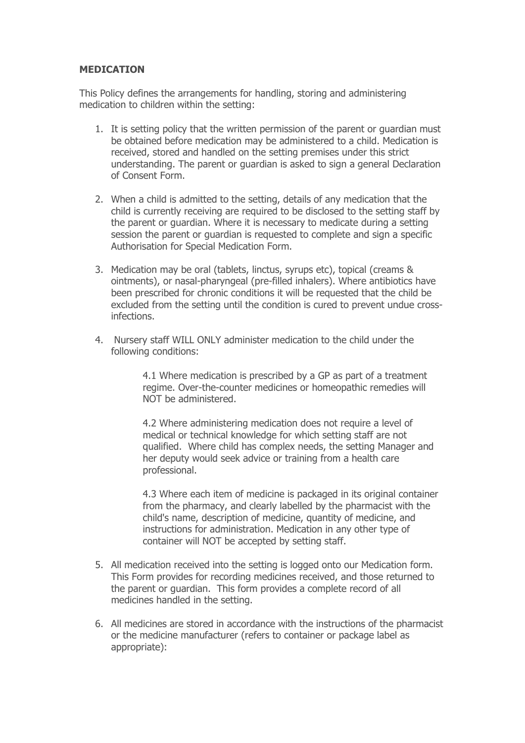**MEDICATION**

This Policy defines the arrangements for handling, storing and administering medication to children within the setting:

1. It is setting policy that the written permission of the parent or guardian must be obtained before medication may be administered to a child. Medication is received, stored and handled on the setting premises under this strict understanding. The parent or guardian is asked to sign a general Declaration of Consent Form.

2. When a child is admitted to the setting, details of any medication that the child is currently receiving are required to be disclosed to the setting staff by the parent or guardian. Where it is necessary to medicate during a setting session the parent or guardian is requested to complete and sign a specific Authorisation for Special Medication Form.

3. Medication may be oral (tablets, linctus, syrups etc), topical (creams & ointments), or nasal-pharyngeal (pre-filled inhalers). Where antibiotics have been prescribed for chronic conditions it will be requested that the child be excluded from the setting until the condition is cured to prevent undue cross-infections.

4. Nursery staff WILL ONLY administer medication to the child under the following conditions:

   4.1 Where medication is prescribed by a GP as part of a treatment regime. Over-the-counter medicines or homeopathic remedies will NOT be administered.

   4.2 Where administering medication does not require a level of medical or technical knowledge for which setting staff are not qualified. Where child has complex needs, the setting Manager and her deputy would seek advice or training from a health care professional.

   4.3 Where each item of medicine is packaged in its original container from the pharmacy, and clearly labelled by the pharmacist with the child's name, description of medicine, quantity of medicine, and instructions for administration. Medication in any other type of container will NOT be accepted by setting staff.

5. All medication received into the setting is logged onto our Medication form. This Form provides for recording medicines received, and those returned to the parent or guardian. This form provides a complete record of all medicines handled in the setting.

6. All medicines are stored in accordance with the instructions of the pharmacist or the medicine manufacturer (refers to container or package label as appropriate):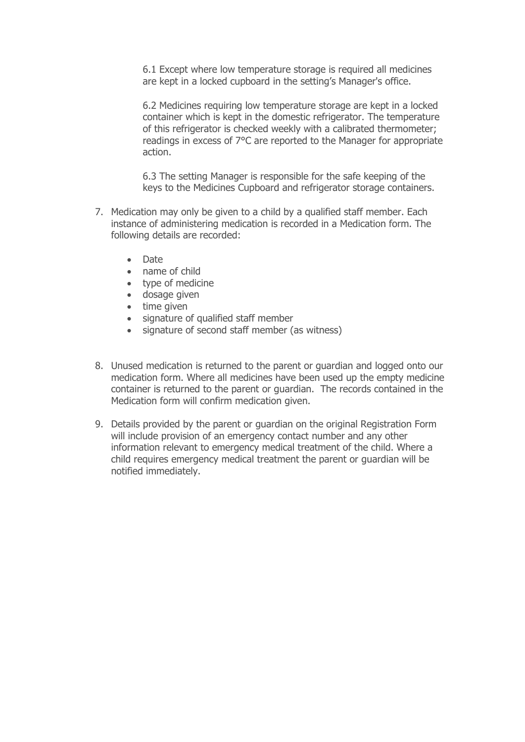6.1 Except where low temperature storage is required all medicines are kept in a locked cupboard in the setting's Manager's office.

6.2 Medicines requiring low temperature storage are kept in a locked container which is kept in the domestic refrigerator. The temperature of this refrigerator is checked weekly with a calibrated thermometer; readings in excess of 7°C are reported to the Manager for appropriate action.

6.3 The setting Manager is responsible for the safe keeping of the keys to the Medicines Cupboard and refrigerator storage containers.

7. Medication may only be given to a child by a qualified staff member. Each instance of administering medication is recorded in a Medication form. The following details are recorded:

   - Date
   - name of child
   - type of medicine
   - dosage given
   - time given
   - signature of qualified staff member
   - signature of second staff member (as witness)

8. Unused medication is returned to the parent or guardian and logged onto our medication form. Where all medicines have been used up the empty medicine container is returned to the parent or guardian. The records contained in the Medication form will confirm medication given.

9. Details provided by the parent or guardian on the original Registration Form will include provision of an emergency contact number and any other information relevant to emergency medical treatment of the child. Where a child requires emergency medical treatment the parent or guardian will be notified immediately.